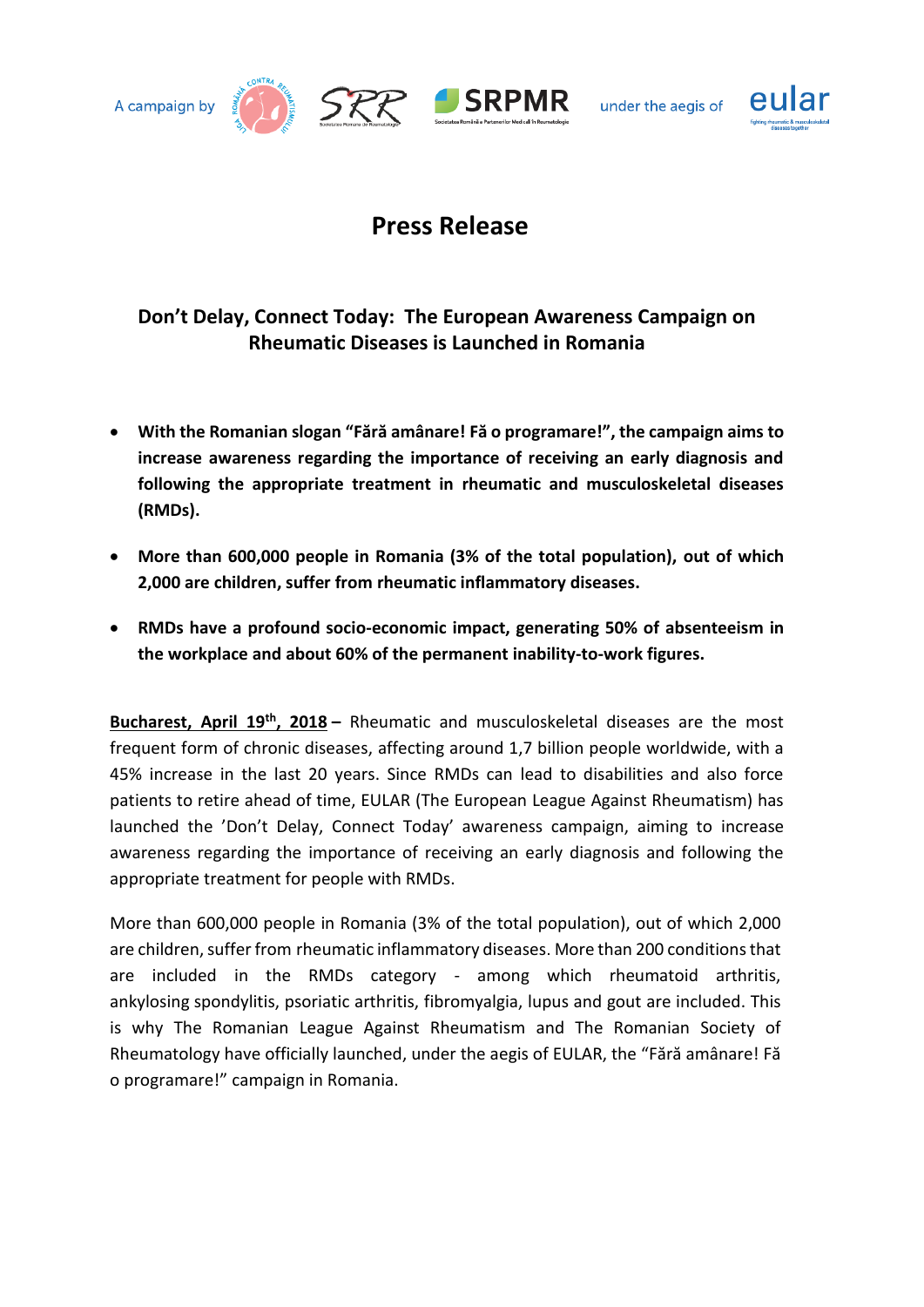A campaign by SRR SRPMR under the aegis of eular

# Press Release

## Don't Delay, Connect Today: The European Awareness Campaign on Rheumatic Diseases is Launched in Romania

- **With the Romanian slogan "Fără amânare! Fă o programare!", the campaign aims to increase awareness regarding the importance of receiving an early diagnosis and following the appropriate treatment in rheumatic and musculoskeletal diseases (RMDs).**
- **More than 600,000 people in Romania (3% of the total population), out of which 2,000 are children, suffer from rheumatic inflammatory diseases.**
- **RMDs have a profound socio-economic impact, generating 50% of absenteeism in the workplace and about 60% of the permanent inability-to-work figures.**

**Bucharest, April 19th, 2018 –** Rheumatic and musculoskeletal diseases are the most frequent form of chronic diseases, affecting around 1,7 billion people worldwide, with a 45% increase in the last 20 years. Since RMDs can lead to disabilities and also force patients to retire ahead of time, EULAR (The European League Against Rheumatism) has launched the 'Don't Delay, Connect Today' awareness campaign, aiming to increase awareness regarding the importance of receiving an early diagnosis and following the appropriate treatment for people with RMDs.

More than 600,000 people in Romania (3% of the total population), out of which 2,000 are children, suffer from rheumatic inflammatory diseases. More than 200 conditions that are included in the RMDs category - among which rheumatoid arthritis, ankylosing spondylitis, psoriatic arthritis, fibromyalgia, lupus and gout are included. This is why The Romanian League Against Rheumatism and The Romanian Society of Rheumatology have officially launched, under the aegis of EULAR, the "Fără amânare! Fă o programare!" campaign in Romania.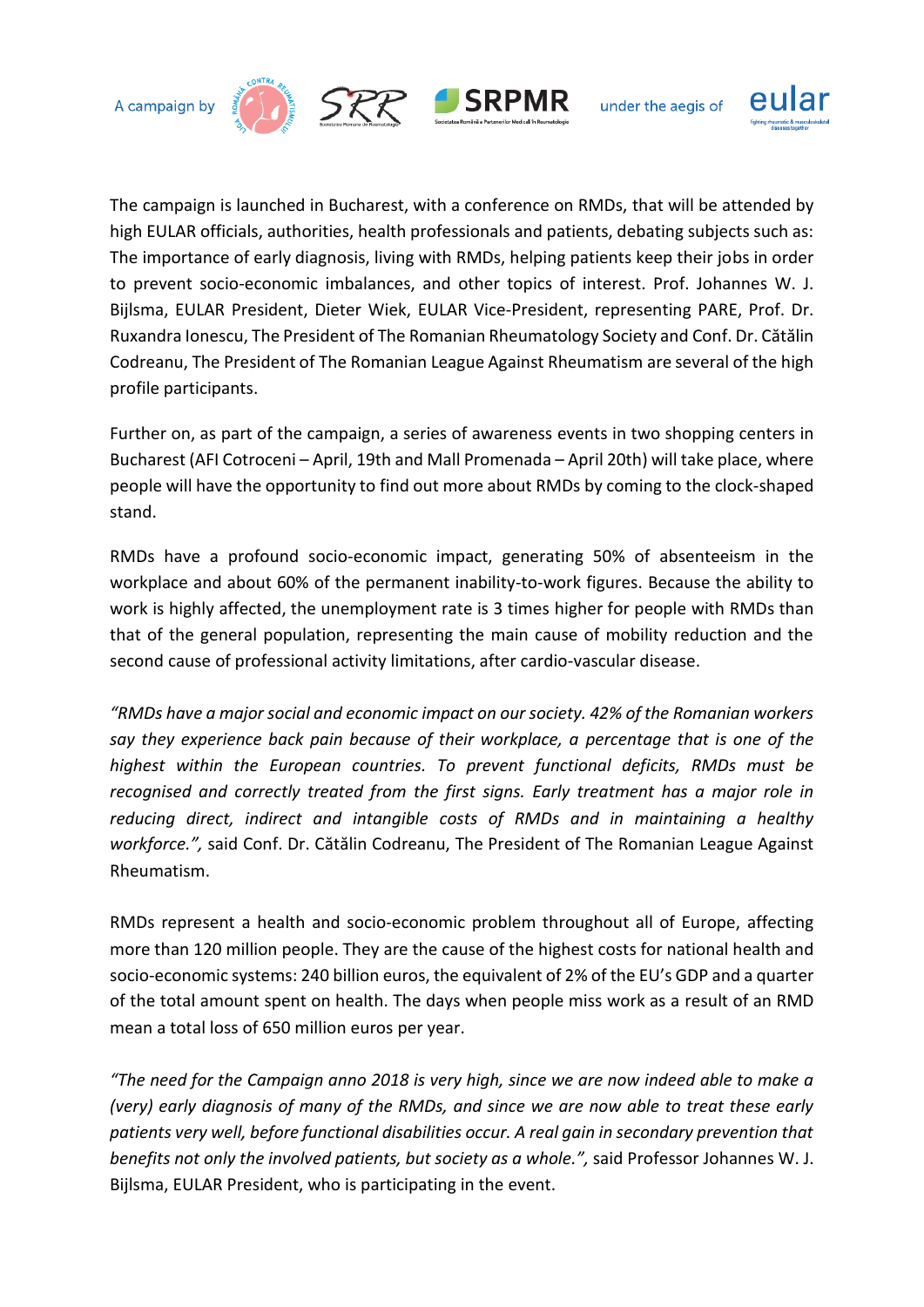The campaign is launched in Bucharest, with a conference on RMDs, that will be attended by high EULAR officials, authorities, health professionals and patients, debating subjects such as: The importance of early diagnosis, living with RMDs, helping patients keep their jobs in order to prevent socio-economic imbalances, and other topics of interest. Prof. Johannes W. J. Bijlsma, EULAR President, Dieter Wiek, EULAR Vice-President, representing PARE, Prof. Dr. Ruxandra Ionescu, The President of The Romanian Rheumatology Society and Conf. Dr. Cătălin Codreanu, The President of The Romanian League Against Rheumatism are several of the high profile participants.

Further on, as part of the campaign, a series of awareness events in two shopping centers in Bucharest (AFI Cotroceni – April, 19th and Mall Promenada – April 20th) will take place, where people will have the opportunity to find out more about RMDs by coming to the clock-shaped stand.

RMDs have a profound socio-economic impact, generating 50% of absenteeism in the workplace and about 60% of the permanent inability-to-work figures. Because the ability to work is highly affected, the unemployment rate is 3 times higher for people with RMDs than that of the general population, representing the main cause of mobility reduction and the second cause of professional activity limitations, after cardio-vascular disease.

*"RMDs have a major social and economic impact on our society. 42% of the Romanian workers say they experience back pain because of their workplace, a percentage that is one of the highest within the European countries. To prevent functional deficits, RMDs must be recognised and correctly treated from the first signs. Early treatment has a major role in reducing direct, indirect and intangible costs of RMDs and in maintaining a healthy workforce.",* said Conf. Dr. Cătălin Codreanu, The President of The Romanian League Against Rheumatism.

RMDs represent a health and socio-economic problem throughout all of Europe, affecting more than 120 million people. They are the cause of the highest costs for national health and socio-economic systems: 240 billion euros, the equivalent of 2% of the EU's GDP and a quarter of the total amount spent on health. The days when people miss work as a result of an RMD mean a total loss of 650 million euros per year.

*"The need for the Campaign anno 2018 is very high, since we are now indeed able to make a (very) early diagnosis of many of the RMDs, and since we are now able to treat these early patients very well, before functional disabilities occur. A real gain in secondary prevention that benefits not only the involved patients, but society as a whole.",* said Professor Johannes W. J. Bijlsma, EULAR President, who is participating in the event.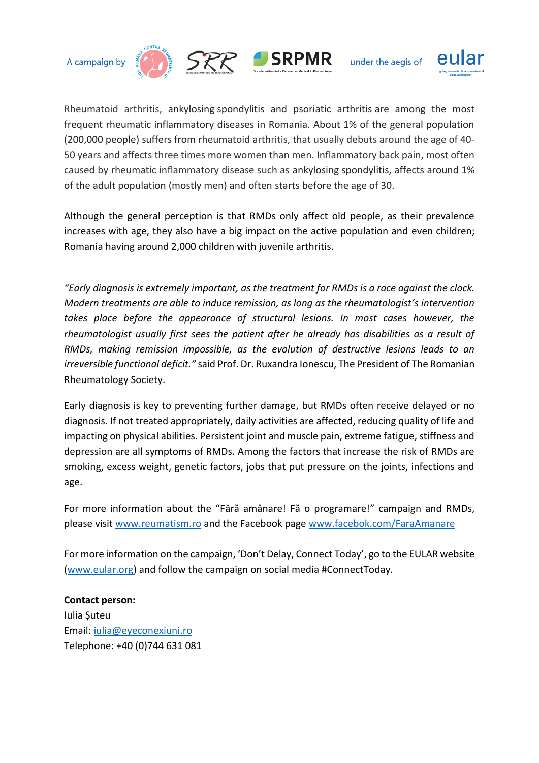A campaign by under the aegis of

Rheumatoid arthritis, ankylosing spondylitis and psoriatic arthritis are among the most frequent rheumatic inflammatory diseases in Romania. About 1% of the general population (200,000 people) suffers from rheumatoid arthritis, that usually debuts around the age of 40-50 years and affects three times more women than men. Inflammatory back pain, most often caused by rheumatic inflammatory disease such as ankylosing spondylitis, affects around 1% of the adult population (mostly men) and often starts before the age of 30.

Although the general perception is that RMDs only affect old people, as their prevalence increases with age, they also have a big impact on the active population and even children; Romania having around 2,000 children with juvenile arthritis.

*"Early diagnosis is extremely important, as the treatment for RMDs is a race against the clock. Modern treatments are able to induce remission, as long as the rheumatologist's intervention takes place before the appearance of structural lesions. In most cases however, the rheumatologist usually first sees the patient after he already has disabilities as a result of RMDs, making remission impossible, as the evolution of destructive lesions leads to an irreversible functional deficit."* said Prof. Dr. Ruxandra Ionescu, The President of The Romanian Rheumatology Society.

Early diagnosis is key to preventing further damage, but RMDs often receive delayed or no diagnosis. If not treated appropriately, daily activities are affected, reducing quality of life and impacting on physical abilities. Persistent joint and muscle pain, extreme fatigue, stiffness and depression are all symptoms of RMDs. Among the factors that increase the risk of RMDs are smoking, excess weight, genetic factors, jobs that put pressure on the joints, infections and age.

For more information about the "Fără amânare! Fă o programare!" campaign and RMDs, please visit [www.reumatism.ro](www.reumatism.ro) and the Facebook page [www.facebook.com/FaraAmanare](www.facebook.com/FaraAmanare)

For more information on the campaign, 'Don't Delay, Connect Today', go to the EULAR website ([www.eular.org](www.eular.org)) and follow the campaign on social media #ConnectToday.

**Contact person:**
Iulia Șuteu
Email: [iulia@eyeconexiuni.ro](mailto:iulia@eyeconexiuni.ro)
Telephone: +40 (0)744 631 081